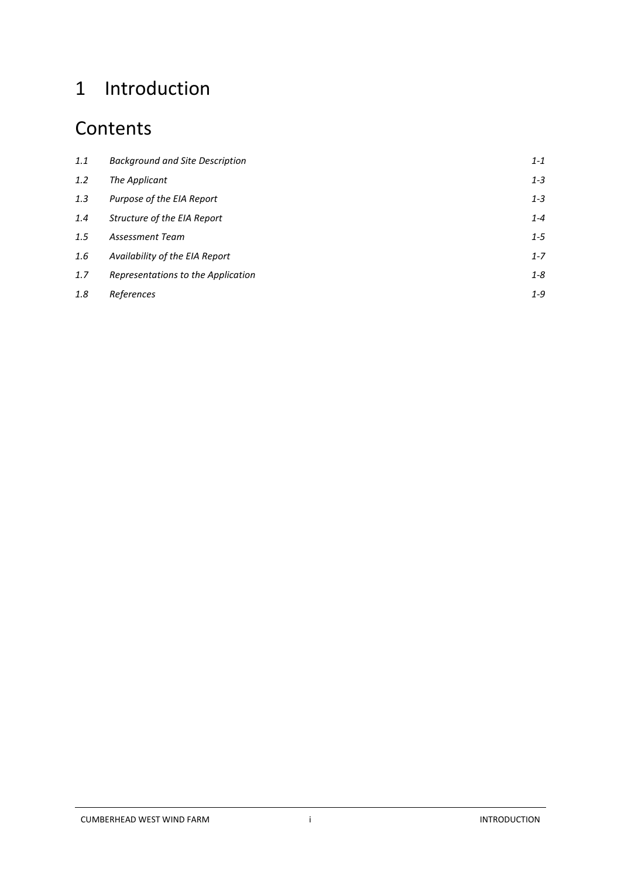# 1 Introduction

## Contents

| | | |
|---|---|---|
| *1.1* | *Background and Site Description* | *1-1* |
| *1.2* | *The Applicant* | *1-3* |
| *1.3* | *Purpose of the EIA Report* | *1-3* |
| *1.4* | *Structure of the EIA Report* | *1-4* |
| *1.5* | *Assessment Team* | *1-5* |
| *1.6* | *Availability of the EIA Report* | *1-7* |
| *1.7* | *Representations to the Application* | *1-8* |
| *1.8* | *References* | *1-9* |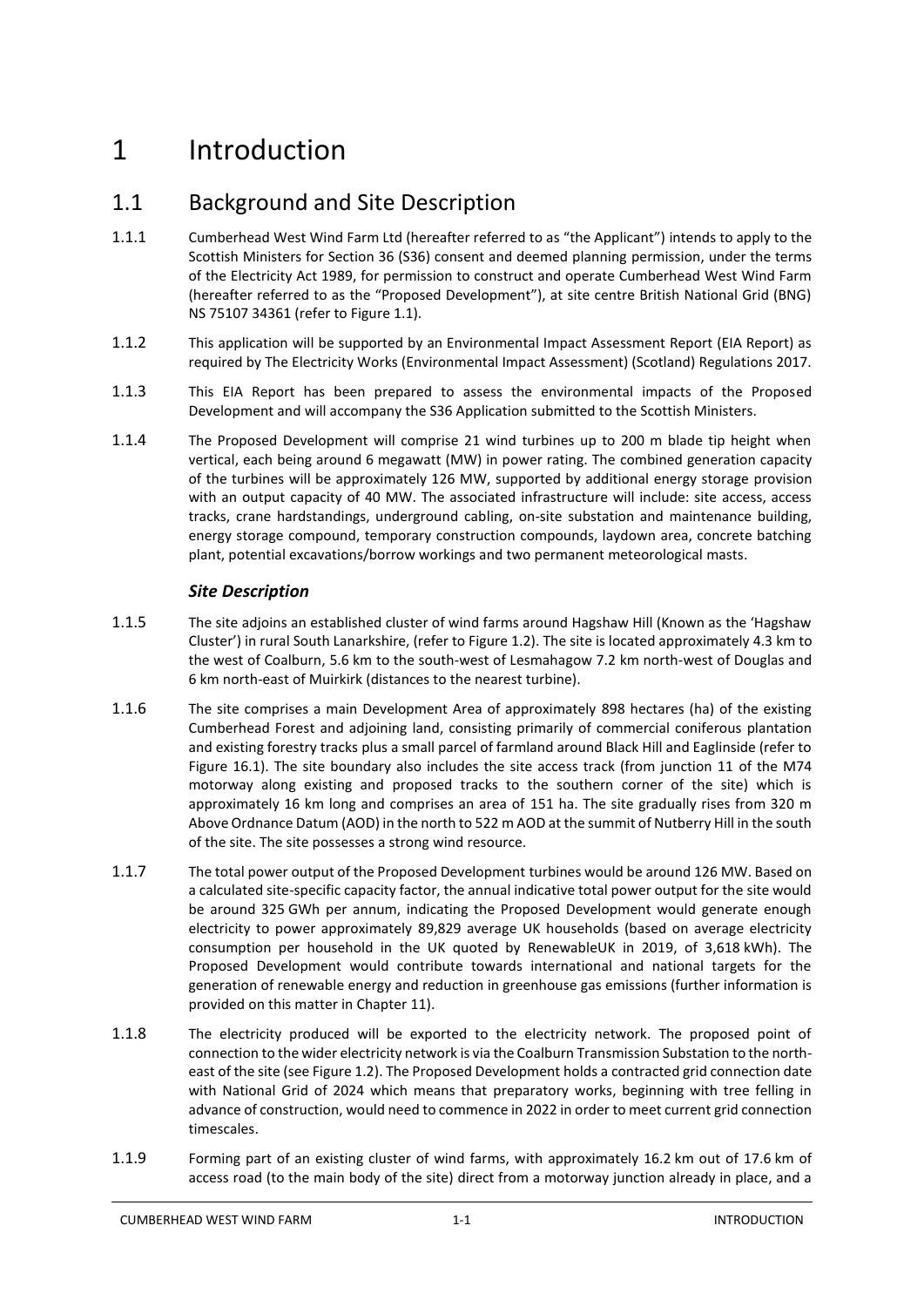# 1 Introduction

## 1.1 Background and Site Description

1.1.1 Cumberhead West Wind Farm Ltd (hereafter referred to as "the Applicant") intends to apply to the Scottish Ministers for Section 36 (S36) consent and deemed planning permission, under the terms of the Electricity Act 1989, for permission to construct and operate Cumberhead West Wind Farm (hereafter referred to as the "Proposed Development"), at site centre British National Grid (BNG) NS 75107 34361 (refer to Figure 1.1).

1.1.2 This application will be supported by an Environmental Impact Assessment Report (EIA Report) as required by The Electricity Works (Environmental Impact Assessment) (Scotland) Regulations 2017.

1.1.3 This EIA Report has been prepared to assess the environmental impacts of the Proposed Development and will accompany the S36 Application submitted to the Scottish Ministers.

1.1.4 The Proposed Development will comprise 21 wind turbines up to 200 m blade tip height when vertical, each being around 6 megawatt (MW) in power rating. The combined generation capacity of the turbines will be approximately 126 MW, supported by additional energy storage provision with an output capacity of 40 MW. The associated infrastructure will include: site access, access tracks, crane hardstandings, underground cabling, on-site substation and maintenance building, energy storage compound, temporary construction compounds, laydown area, concrete batching plant, potential excavations/borrow workings and two permanent meteorological masts.

### *Site Description*

1.1.5 The site adjoins an established cluster of wind farms around Hagshaw Hill (Known as the 'Hagshaw Cluster') in rural South Lanarkshire, (refer to Figure 1.2). The site is located approximately 4.3 km to the west of Coalburn, 5.6 km to the south-west of Lesmahagow 7.2 km north-west of Douglas and 6 km north-east of Muirkirk (distances to the nearest turbine).

1.1.6 The site comprises a main Development Area of approximately 898 hectares (ha) of the existing Cumberhead Forest and adjoining land, consisting primarily of commercial coniferous plantation and existing forestry tracks plus a small parcel of farmland around Black Hill and Eaglinside (refer to Figure 16.1). The site boundary also includes the site access track (from junction 11 of the M74 motorway along existing and proposed tracks to the southern corner of the site) which is approximately 16 km long and comprises an area of 151 ha. The site gradually rises from 320 m Above Ordnance Datum (AOD) in the north to 522 m AOD at the summit of Nutberry Hill in the south of the site. The site possesses a strong wind resource.

1.1.7 The total power output of the Proposed Development turbines would be around 126 MW. Based on a calculated site-specific capacity factor, the annual indicative total power output for the site would be around 325 GWh per annum, indicating the Proposed Development would generate enough electricity to power approximately 89,829 average UK households (based on average electricity consumption per household in the UK quoted by RenewableUK in 2019, of 3,618 kWh). The Proposed Development would contribute towards international and national targets for the generation of renewable energy and reduction in greenhouse gas emissions (further information is provided on this matter in Chapter 11).

1.1.8 The electricity produced will be exported to the electricity network. The proposed point of connection to the wider electricity network is via the Coalburn Transmission Substation to the north-east of the site (see Figure 1.2). The Proposed Development holds a contracted grid connection date with National Grid of 2024 which means that preparatory works, beginning with tree felling in advance of construction, would need to commence in 2022 in order to meet current grid connection timescales.

1.1.9 Forming part of an existing cluster of wind farms, with approximately 16.2 km out of 17.6 km of access road (to the main body of the site) direct from a motorway junction already in place, and a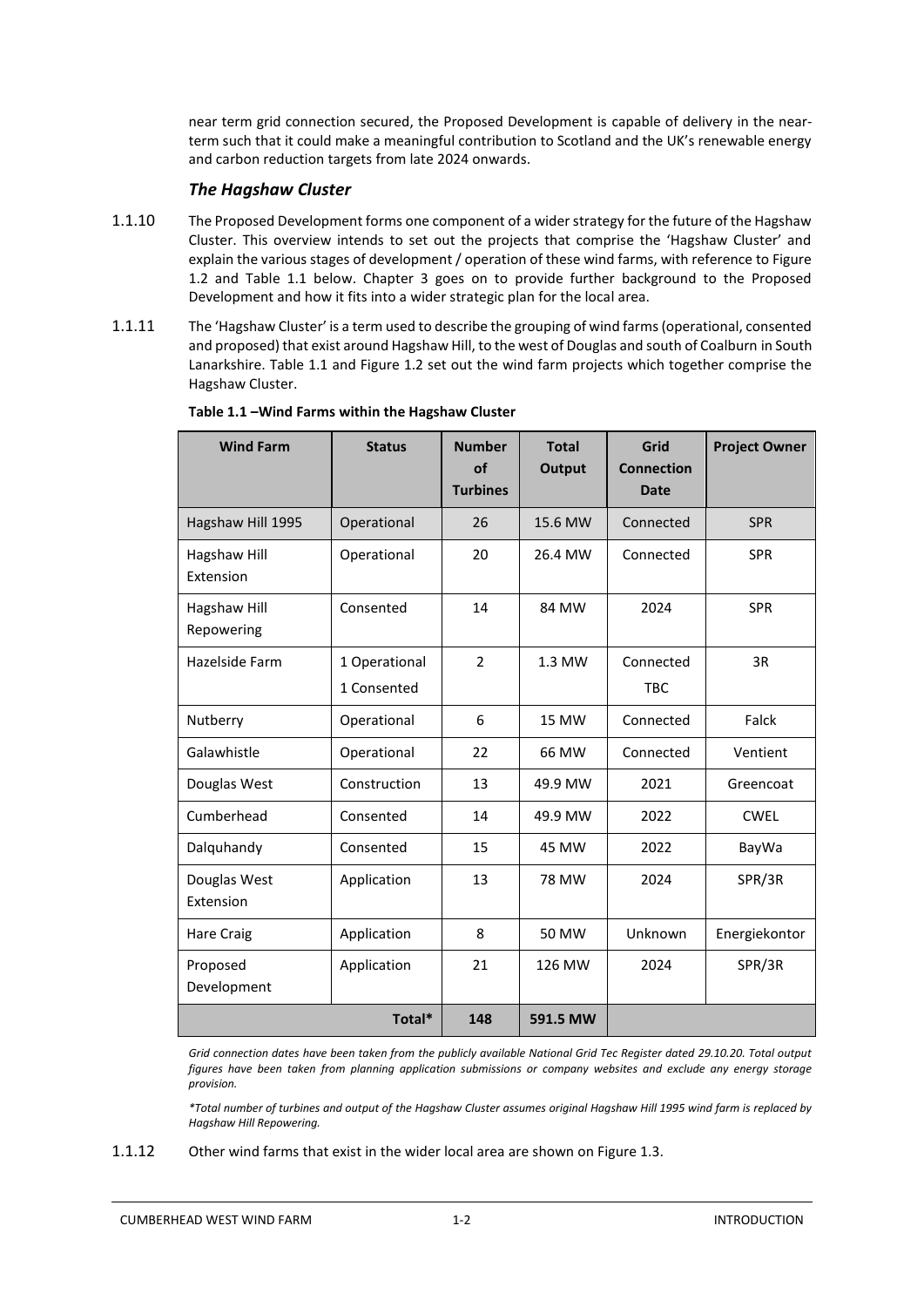near term grid connection secured, the Proposed Development is capable of delivery in the near-term such that it could make a meaningful contribution to Scotland and the UK's renewable energy and carbon reduction targets from late 2024 onwards.

### *The Hagshaw Cluster*

1.1.10 The Proposed Development forms one component of a wider strategy for the future of the Hagshaw Cluster. This overview intends to set out the projects that comprise the 'Hagshaw Cluster' and explain the various stages of development / operation of these wind farms, with reference to Figure 1.2 and Table 1.1 below. Chapter 3 goes on to provide further background to the Proposed Development and how it fits into a wider strategic plan for the local area.

1.1.11 The 'Hagshaw Cluster' is a term used to describe the grouping of wind farms (operational, consented and proposed) that exist around Hagshaw Hill, to the west of Douglas and south of Coalburn in South Lanarkshire. Table 1.1 and Figure 1.2 set out the wind farm projects which together comprise the Hagshaw Cluster.

**Table 1.1 –Wind Farms within the Hagshaw Cluster**

| Wind Farm | Status | Number of Turbines | Total Output | Grid Connection Date | Project Owner |
|---|---|---|---|---|---|
| Hagshaw Hill 1995 | Operational | 26 | 15.6 MW | Connected | SPR |
| Hagshaw Hill Extension | Operational | 20 | 26.4 MW | Connected | SPR |
| Hagshaw Hill Repowering | Consented | 14 | 84 MW | 2024 | SPR |
| Hazelside Farm | 1 Operational<br>1 Consented | 2 | 1.3 MW | Connected<br>TBC | 3R |
| Nutberry | Operational | 6 | 15 MW | Connected | Falck |
| Galawhistle | Operational | 22 | 66 MW | Connected | Ventient |
| Douglas West | Construction | 13 | 49.9 MW | 2021 | Greencoat |
| Cumberhead | Consented | 14 | 49.9 MW | 2022 | CWEL |
| Dalquhandy | Consented | 15 | 45 MW | 2022 | BayWa |
| Douglas West Extension | Application | 13 | 78 MW | 2024 | SPR/3R |
| Hare Craig | Application | 8 | 50 MW | Unknown | Energiekontor |
| Proposed Development | Application | 21 | 126 MW | 2024 | SPR/3R |
| | Total* | 148 | 591.5 MW | | |

*Grid connection dates have been taken from the publicly available National Grid Tec Register dated 29.10.20. Total output figures have been taken from planning application submissions or company websites and exclude any energy storage provision.*

*\*Total number of turbines and output of the Hagshaw Cluster assumes original Hagshaw Hill 1995 wind farm is replaced by Hagshaw Hill Repowering.*

1.1.12 Other wind farms that exist in the wider local area are shown on Figure 1.3.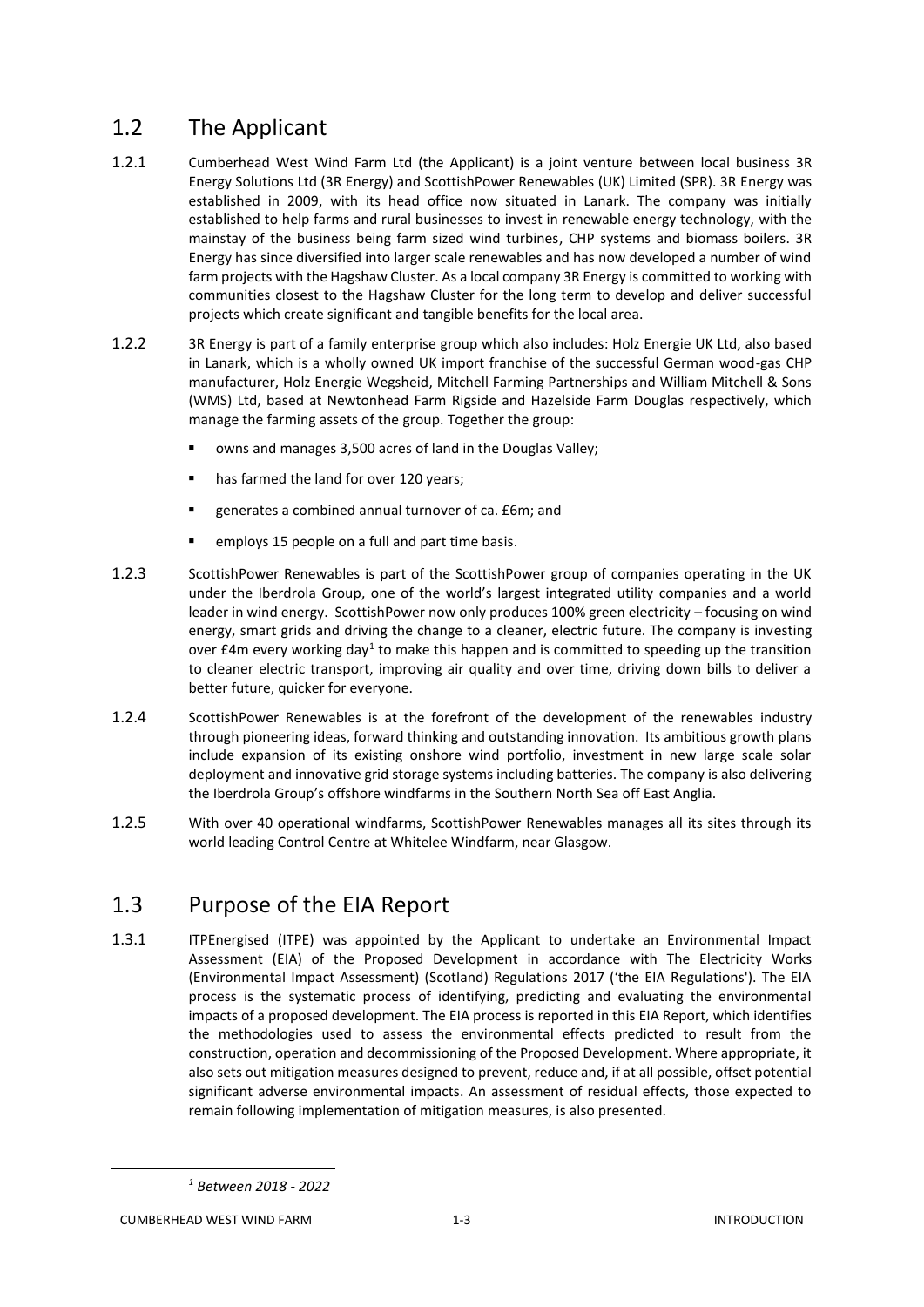## 1.2 The Applicant

1.2.1 Cumberhead West Wind Farm Ltd (the Applicant) is a joint venture between local business 3R Energy Solutions Ltd (3R Energy) and ScottishPower Renewables (UK) Limited (SPR). 3R Energy was established in 2009, with its head office now situated in Lanark. The company was initially established to help farms and rural businesses to invest in renewable energy technology, with the mainstay of the business being farm sized wind turbines, CHP systems and biomass boilers. 3R Energy has since diversified into larger scale renewables and has now developed a number of wind farm projects with the Hagshaw Cluster. As a local company 3R Energy is committed to working with communities closest to the Hagshaw Cluster for the long term to develop and deliver successful projects which create significant and tangible benefits for the local area.

1.2.2 3R Energy is part of a family enterprise group which also includes: Holz Energie UK Ltd, also based in Lanark, which is a wholly owned UK import franchise of the successful German wood-gas CHP manufacturer, Holz Energie Wegsheid, Mitchell Farming Partnerships and William Mitchell & Sons (WMS) Ltd, based at Newtonhead Farm Rigside and Hazelside Farm Douglas respectively, which manage the farming assets of the group. Together the group:

- owns and manages 3,500 acres of land in the Douglas Valley;
- has farmed the land for over 120 years;
- generates a combined annual turnover of ca. £6m; and
- employs 15 people on a full and part time basis.

1.2.3 ScottishPower Renewables is part of the ScottishPower group of companies operating in the UK under the Iberdrola Group, one of the world's largest integrated utility companies and a world leader in wind energy. ScottishPower now only produces 100% green electricity – focusing on wind energy, smart grids and driving the change to a cleaner, electric future. The company is investing over £4m every working day[1] to make this happen and is committed to speeding up the transition to cleaner electric transport, improving air quality and over time, driving down bills to deliver a better future, quicker for everyone.

1.2.4 ScottishPower Renewables is at the forefront of the development of the renewables industry through pioneering ideas, forward thinking and outstanding innovation. Its ambitious growth plans include expansion of its existing onshore wind portfolio, investment in new large scale solar deployment and innovative grid storage systems including batteries. The company is also delivering the Iberdrola Group's offshore windfarms in the Southern North Sea off East Anglia.

1.2.5 With over 40 operational windfarms, ScottishPower Renewables manages all its sites through its world leading Control Centre at Whitelee Windfarm, near Glasgow.

## 1.3 Purpose of the EIA Report

1.3.1 ITPEnergised (ITPE) was appointed by the Applicant to undertake an Environmental Impact Assessment (EIA) of the Proposed Development in accordance with The Electricity Works (Environmental Impact Assessment) (Scotland) Regulations 2017 ('the EIA Regulations'). The EIA process is the systematic process of identifying, predicting and evaluating the environmental impacts of a proposed development. The EIA process is reported in this EIA Report, which identifies the methodologies used to assess the environmental effects predicted to result from the construction, operation and decommissioning of the Proposed Development. Where appropriate, it also sets out mitigation measures designed to prevent, reduce and, if at all possible, offset potential significant adverse environmental impacts. An assessment of residual effects, those expected to remain following implementation of mitigation measures, is also presented.

[1] *Between 2018 - 2022*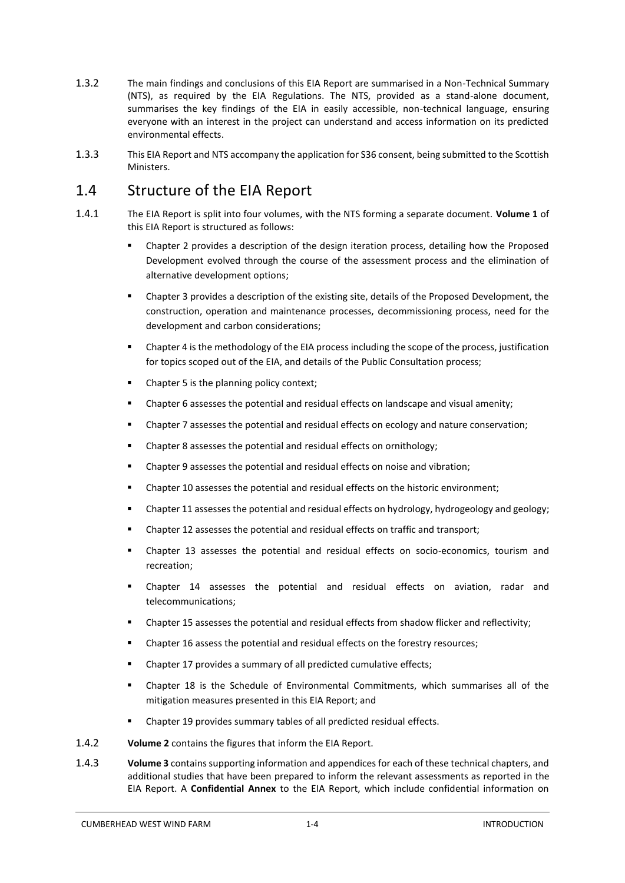1.3.2 The main findings and conclusions of this EIA Report are summarised in a Non-Technical Summary (NTS), as required by the EIA Regulations. The NTS, provided as a stand-alone document, summarises the key findings of the EIA in easily accessible, non-technical language, ensuring everyone with an interest in the project can understand and access information on its predicted environmental effects.

1.3.3 This EIA Report and NTS accompany the application for S36 consent, being submitted to the Scottish Ministers.

## 1.4 Structure of the EIA Report

1.4.1 The EIA Report is split into four volumes, with the NTS forming a separate document. **Volume 1** of this EIA Report is structured as follows:

- Chapter 2 provides a description of the design iteration process, detailing how the Proposed Development evolved through the course of the assessment process and the elimination of alternative development options;
- Chapter 3 provides a description of the existing site, details of the Proposed Development, the construction, operation and maintenance processes, decommissioning process, need for the development and carbon considerations;
- Chapter 4 is the methodology of the EIA process including the scope of the process, justification for topics scoped out of the EIA, and details of the Public Consultation process;
- Chapter 5 is the planning policy context;
- Chapter 6 assesses the potential and residual effects on landscape and visual amenity;
- Chapter 7 assesses the potential and residual effects on ecology and nature conservation;
- Chapter 8 assesses the potential and residual effects on ornithology;
- Chapter 9 assesses the potential and residual effects on noise and vibration;
- Chapter 10 assesses the potential and residual effects on the historic environment;
- Chapter 11 assesses the potential and residual effects on hydrology, hydrogeology and geology;
- Chapter 12 assesses the potential and residual effects on traffic and transport;
- Chapter 13 assesses the potential and residual effects on socio-economics, tourism and recreation;
- Chapter 14 assesses the potential and residual effects on aviation, radar and telecommunications;
- Chapter 15 assesses the potential and residual effects from shadow flicker and reflectivity;
- Chapter 16 assess the potential and residual effects on the forestry resources;
- Chapter 17 provides a summary of all predicted cumulative effects;
- Chapter 18 is the Schedule of Environmental Commitments, which summarises all of the mitigation measures presented in this EIA Report; and
- Chapter 19 provides summary tables of all predicted residual effects.

1.4.2 **Volume 2** contains the figures that inform the EIA Report.

1.4.3 **Volume 3** contains supporting information and appendices for each of these technical chapters, and additional studies that have been prepared to inform the relevant assessments as reported in the EIA Report. A **Confidential Annex** to the EIA Report, which include confidential information on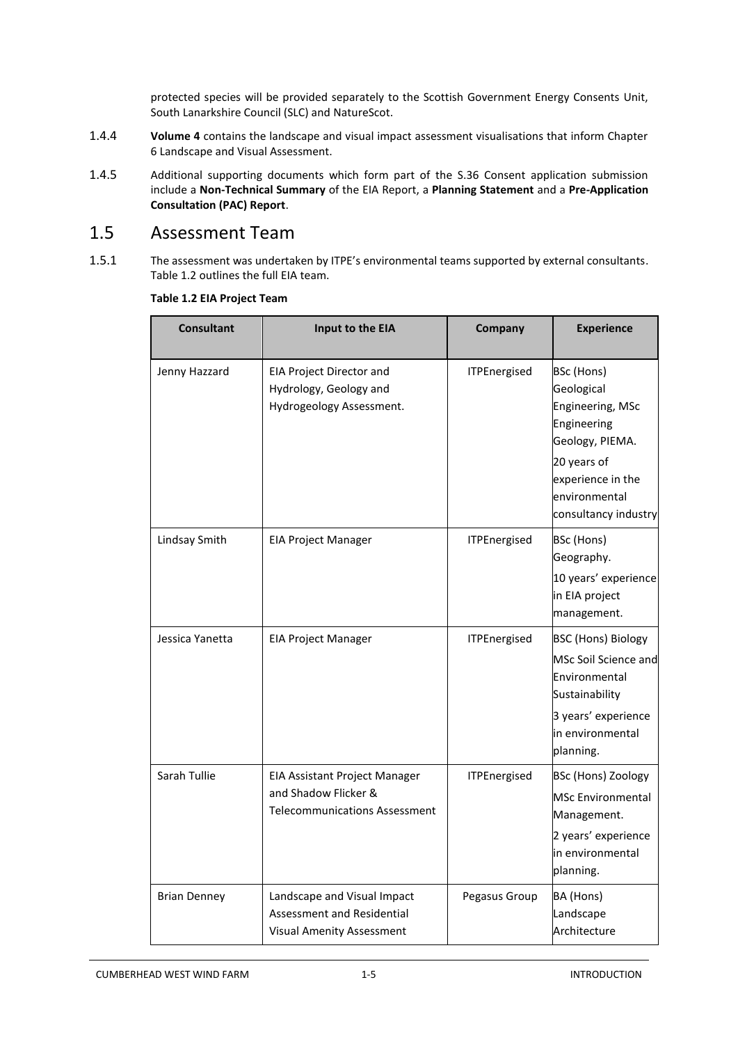protected species will be provided separately to the Scottish Government Energy Consents Unit, South Lanarkshire Council (SLC) and NatureScot.

1.4.4 **Volume 4** contains the landscape and visual impact assessment visualisations that inform Chapter 6 Landscape and Visual Assessment.

1.4.5 Additional supporting documents which form part of the S.36 Consent application submission include a **Non-Technical Summary** of the EIA Report, a **Planning Statement** and a **Pre-Application Consultation (PAC) Report**.

## 1.5 Assessment Team

1.5.1 The assessment was undertaken by ITPE's environmental teams supported by external consultants. Table 1.2 outlines the full EIA team.

**Table 1.2 EIA Project Team**

| Consultant | Input to the EIA | Company | Experience |
|---|---|---|---|
| Jenny Hazzard | EIA Project Director and Hydrology, Geology and Hydrogeology Assessment. | ITPEnergised | BSc (Hons) Geological Engineering, MSc Engineering Geology, PIEMA.<br>20 years of experience in the environmental consultancy industry |
| Lindsay Smith | EIA Project Manager | ITPEnergised | BSc (Hons) Geography.<br>10 years' experience in EIA project management. |
| Jessica Yanetta | EIA Project Manager | ITPEnergised | BSC (Hons) Biology<br>MSc Soil Science and Environmental Sustainability<br>3 years' experience in environmental planning. |
| Sarah Tullie | EIA Assistant Project Manager and Shadow Flicker & Telecommunications Assessment | ITPEnergised | BSc (Hons) Zoology<br>MSc Environmental Management.<br>2 years' experience in environmental planning. |
| Brian Denney | Landscape and Visual Impact Assessment and Residential Visual Amenity Assessment | Pegasus Group | BA (Hons) Landscape Architecture |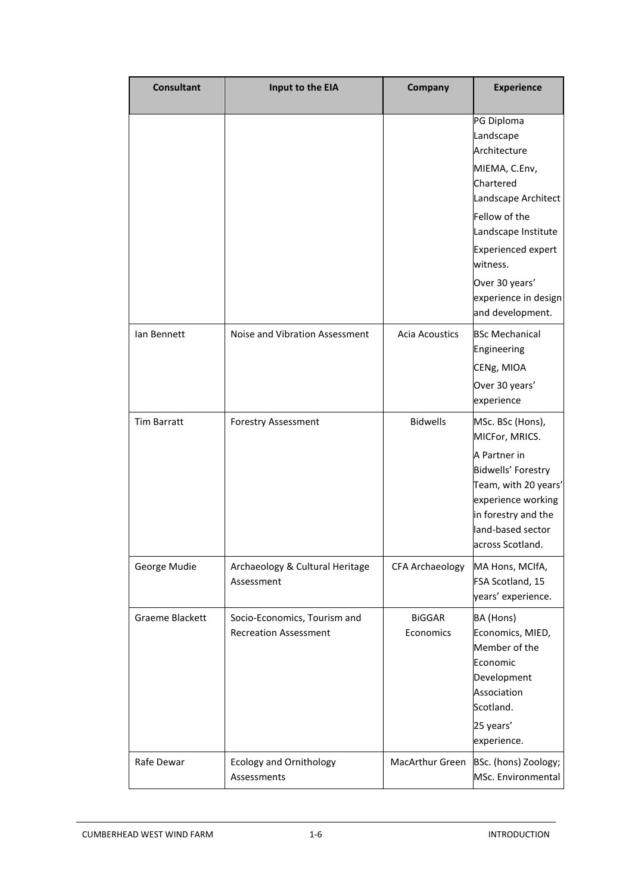| Consultant | Input to the EIA | Company | Experience |
| --- | --- | --- | --- |
| | | | PG Diploma Landscape Architecture<br>MIEMA, C.Env, Chartered Landscape Architect<br>Fellow of the Landscape Institute<br>Experienced expert witness.<br>Over 30 years' experience in design and development. |
| Ian Bennett | Noise and Vibration Assessment | Acia Acoustics | BSc Mechanical Engineering<br>CENg, MIOA<br>Over 30 years' experience |
| Tim Barratt | Forestry Assessment | Bidwells | MSc. BSc (Hons), MICFor, MRICS.<br>A Partner in Bidwells' Forestry Team, with 20 years' experience working in forestry and the land-based sector across Scotland. |
| George Mudie | Archaeology & Cultural Heritage Assessment | CFA Archaeology | MA Hons, MCIfA, FSA Scotland, 15 years' experience. |
| Graeme Blackett | Socio-Economics, Tourism and Recreation Assessment | BiGGAR Economics | BA (Hons) Economics, MIED, Member of the Economic Development Association Scotland.<br>25 years' experience. |
| Rafe Dewar | Ecology and Ornithology Assessments | MacArthur Green | BSc. (hons) Zoology; MSc. Environmental |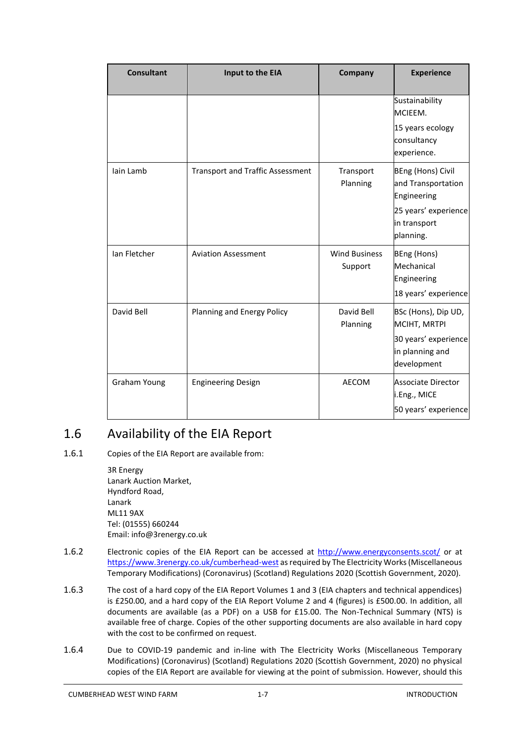| Consultant | Input to the EIA | Company | Experience |
|---|---|---|---|
| | | | Sustainability MCIEEM. 15 years ecology consultancy experience. |
| Iain Lamb | Transport and Traffic Assessment | Transport Planning | BEng (Hons) Civil and Transportation Engineering 25 years' experience in transport planning. |
| Ian Fletcher | Aviation Assessment | Wind Business Support | BEng (Hons) Mechanical Engineering 18 years' experience |
| David Bell | Planning and Energy Policy | David Bell Planning | BSc (Hons), Dip UD, MCIHT, MRTPI 30 years' experience in planning and development |
| Graham Young | Engineering Design | AECOM | Associate Director i.Eng., MICE 50 years' experience |

## 1.6 Availability of the EIA Report

1.6.1 Copies of the EIA Report are available from:

3R Energy
Lanark Auction Market,
Hyndford Road,
Lanark
ML11 9AX
Tel: (01555) 660244
Email: info@3renergy.co.uk

1.6.2 Electronic copies of the EIA Report can be accessed at http://www.energyconsents.scot/ or at https://www.3renergy.co.uk/cumberhead-west as required by The Electricity Works (Miscellaneous Temporary Modifications) (Coronavirus) (Scotland) Regulations 2020 (Scottish Government, 2020).

1.6.3 The cost of a hard copy of the EIA Report Volumes 1 and 3 (EIA chapters and technical appendices) is £250.00, and a hard copy of the EIA Report Volume 2 and 4 (figures) is £500.00. In addition, all documents are available (as a PDF) on a USB for £15.00. The Non-Technical Summary (NTS) is available free of charge. Copies of the other supporting documents are also available in hard copy with the cost to be confirmed on request.

1.6.4 Due to COVID-19 pandemic and in-line with The Electricity Works (Miscellaneous Temporary Modifications) (Coronavirus) (Scotland) Regulations 2020 (Scottish Government, 2020) no physical copies of the EIA Report are available for viewing at the point of submission. However, should this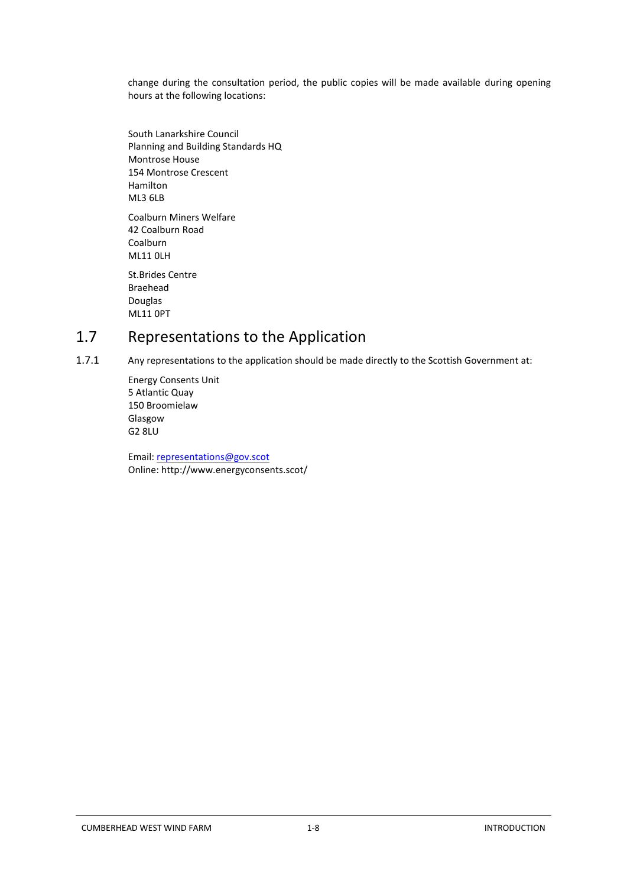change during the consultation period, the public copies will be made available during opening hours at the following locations:

South Lanarkshire Council
Planning and Building Standards HQ
Montrose House
154 Montrose Crescent
Hamilton
ML3 6LB

Coalburn Miners Welfare
42 Coalburn Road
Coalburn
ML11 0LH

St.Brides Centre
Braehead
Douglas
ML11 0PT

## 1.7 Representations to the Application

1.7.1 Any representations to the application should be made directly to the Scottish Government at:

Energy Consents Unit
5 Atlantic Quay
150 Broomielaw
Glasgow
G2 8LU

Email: representations@gov.scot
Online: http://www.energyconsents.scot/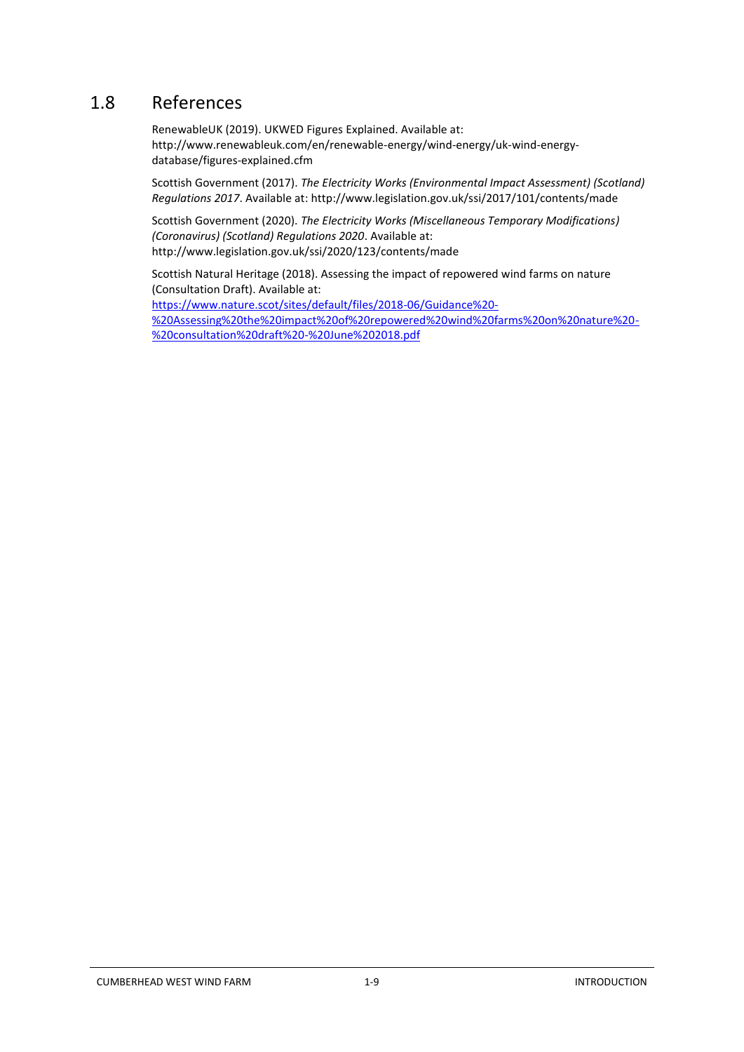## 1.8 References

RenewableUK (2019). UKWED Figures Explained. Available at: http://www.renewableuk.com/en/renewable-energy/wind-energy/uk-wind-energy-database/figures-explained.cfm

Scottish Government (2017). *The Electricity Works (Environmental Impact Assessment) (Scotland) Regulations 2017*. Available at: http://www.legislation.gov.uk/ssi/2017/101/contents/made

Scottish Government (2020). *The Electricity Works (Miscellaneous Temporary Modifications) (Coronavirus) (Scotland) Regulations 2020*. Available at: http://www.legislation.gov.uk/ssi/2020/123/contents/made

Scottish Natural Heritage (2018). Assessing the impact of repowered wind farms on nature (Consultation Draft). Available at: https://www.nature.scot/sites/default/files/2018-06/Guidance%20-%20Assessing%20the%20impact%20of%20repowered%20wind%20farms%20on%20nature%20-%20consultation%20draft%20-%20June%202018.pdf